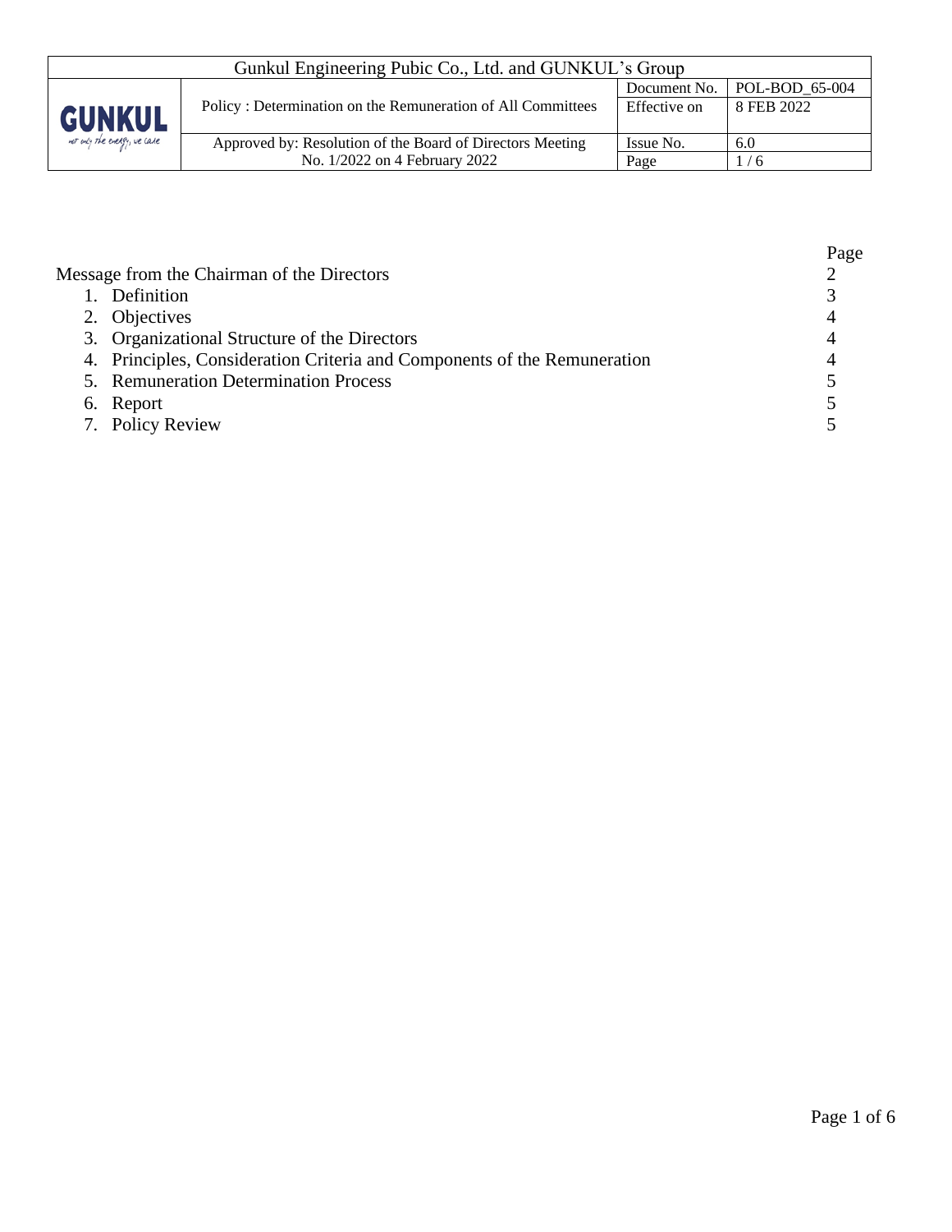| Gunkul Engineering Pubic Co., Ltd. and GUNKUL's Group | | | |
|---|---|---|---|
| GUNKUL not only the energy, we care | Policy : Determination on the Remuneration of All Committees | Document No. | POL-BOD_65-004 |
| | | Effective on | 8 FEB 2022 |
| | Approved by: Resolution of the Board of Directors Meeting No. 1/2022 on 4 February 2022 | Issue No. | 6.0 |
| | | Page | 1 / 6 |

| | Page |
|---|---|
| Message from the Chairman of the Directors | 2 |
| 1. Definition | 3 |
| 2. Objectives | 4 |
| 3. Organizational Structure of the Directors | 4 |
| 4. Principles, Consideration Criteria and Components of the Remuneration | 4 |
| 5. Remuneration Determination Process | 5 |
| 6. Report | 5 |
| 7. Policy Review | 5 |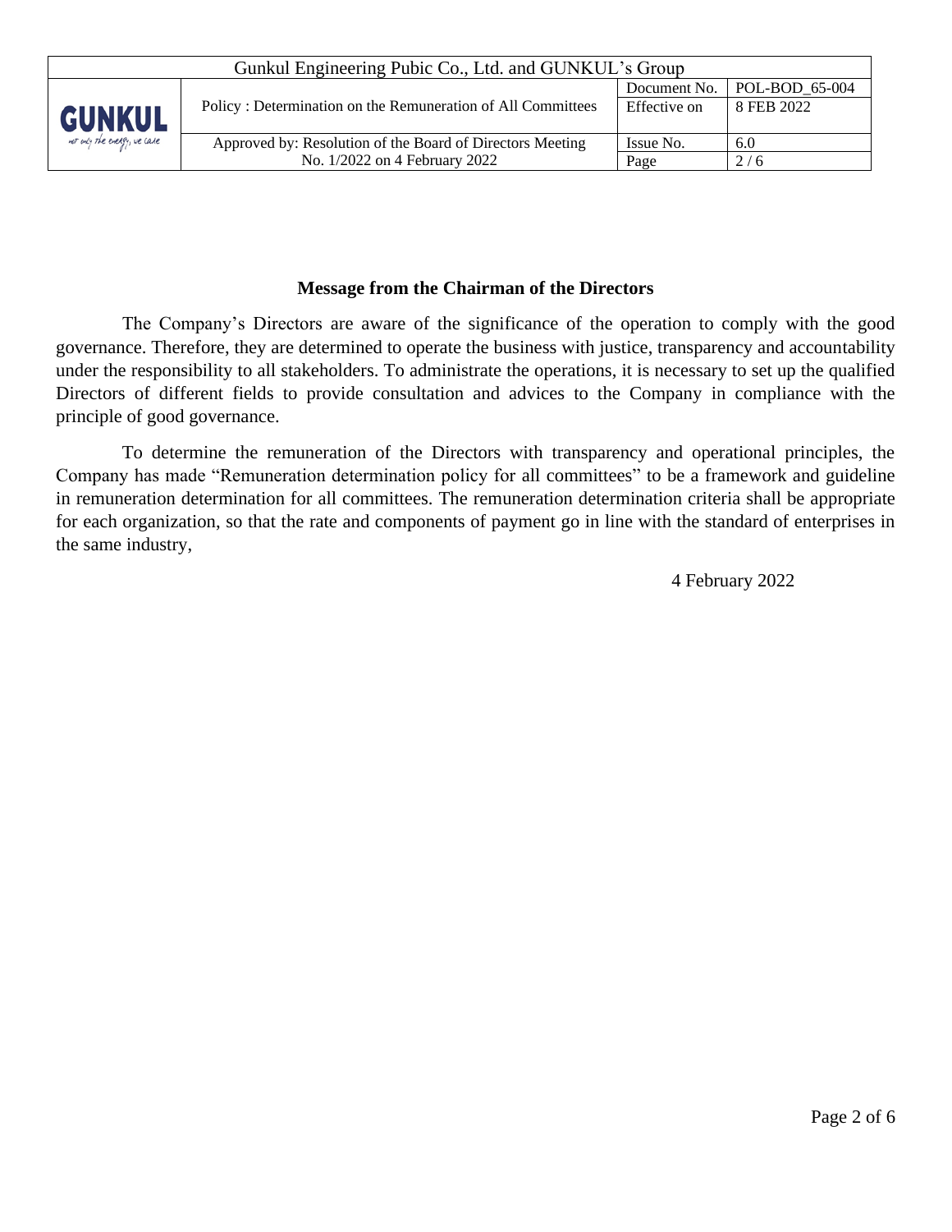### Message from the Chairman of the Directors

The Company's Directors are aware of the significance of the operation to comply with the good governance. Therefore, they are determined to operate the business with justice, transparency and accountability under the responsibility to all stakeholders. To administrate the operations, it is necessary to set up the qualified Directors of different fields to provide consultation and advices to the Company in compliance with the principle of good governance.

To determine the remuneration of the Directors with transparency and operational principles, the Company has made "Remuneration determination policy for all committees" to be a framework and guideline in remuneration determination for all committees. The remuneration determination criteria shall be appropriate for each organization, so that the rate and components of payment go in line with the standard of enterprises in the same industry,

4 February 2022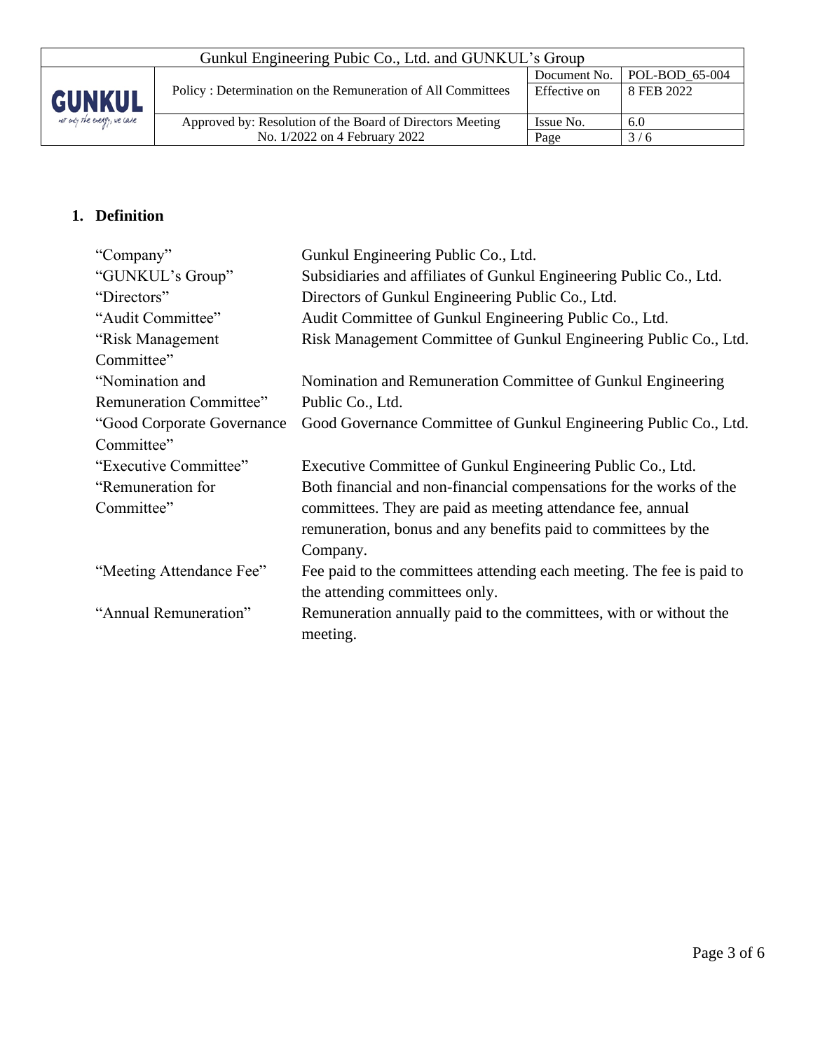## 1. Definition

| | |
|---|---|
| "Company" | Gunkul Engineering Public Co., Ltd. |
| "GUNKUL's Group" | Subsidiaries and affiliates of Gunkul Engineering Public Co., Ltd. |
| "Directors" | Directors of Gunkul Engineering Public Co., Ltd. |
| "Audit Committee" | Audit Committee of Gunkul Engineering Public Co., Ltd. |
| "Risk Management Committee" | Risk Management Committee of Gunkul Engineering Public Co., Ltd. |
| "Nomination and Remuneration Committee" | Nomination and Remuneration Committee of Gunkul Engineering Public Co., Ltd. |
| "Good Corporate Governance Committee" | Good Governance Committee of Gunkul Engineering Public Co., Ltd. |
| "Executive Committee" | Executive Committee of Gunkul Engineering Public Co., Ltd. |
| "Remuneration for Committee" | Both financial and non-financial compensations for the works of the committees. They are paid as meeting attendance fee, annual remuneration, bonus and any benefits paid to committees by the Company. |
| "Meeting Attendance Fee" | Fee paid to the committees attending each meeting. The fee is paid to the attending committees only. |
| "Annual Remuneration" | Remuneration annually paid to the committees, with or without the meeting. |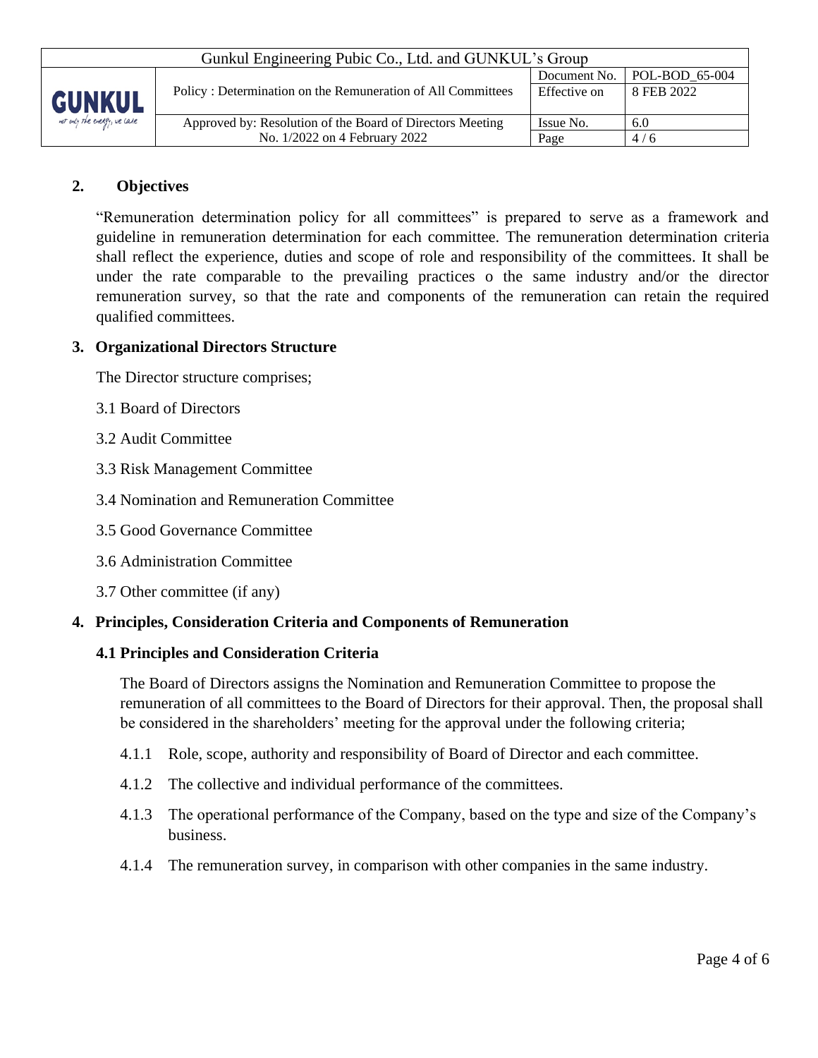## 2. Objectives

"Remuneration determination policy for all committees" is prepared to serve as a framework and guideline in remuneration determination for each committee. The remuneration determination criteria shall reflect the experience, duties and scope of role and responsibility of the committees. It shall be under the rate comparable to the prevailing practices o the same industry and/or the director remuneration survey, so that the rate and components of the remuneration can retain the required qualified committees.

## 3. Organizational Directors Structure

The Director structure comprises;

3.1 Board of Directors

3.2 Audit Committee

3.3 Risk Management Committee

3.4 Nomination and Remuneration Committee

3.5 Good Governance Committee

3.6 Administration Committee

3.7 Other committee (if any)

## 4. Principles, Consideration Criteria and Components of Remuneration

### 4.1 Principles and Consideration Criteria

The Board of Directors assigns the Nomination and Remuneration Committee to propose the remuneration of all committees to the Board of Directors for their approval. Then, the proposal shall be considered in the shareholders' meeting for the approval under the following criteria;

4.1.1 Role, scope, authority and responsibility of Board of Director and each committee.

4.1.2 The collective and individual performance of the committees.

4.1.3 The operational performance of the Company, based on the type and size of the Company's business.

4.1.4 The remuneration survey, in comparison with other companies in the same industry.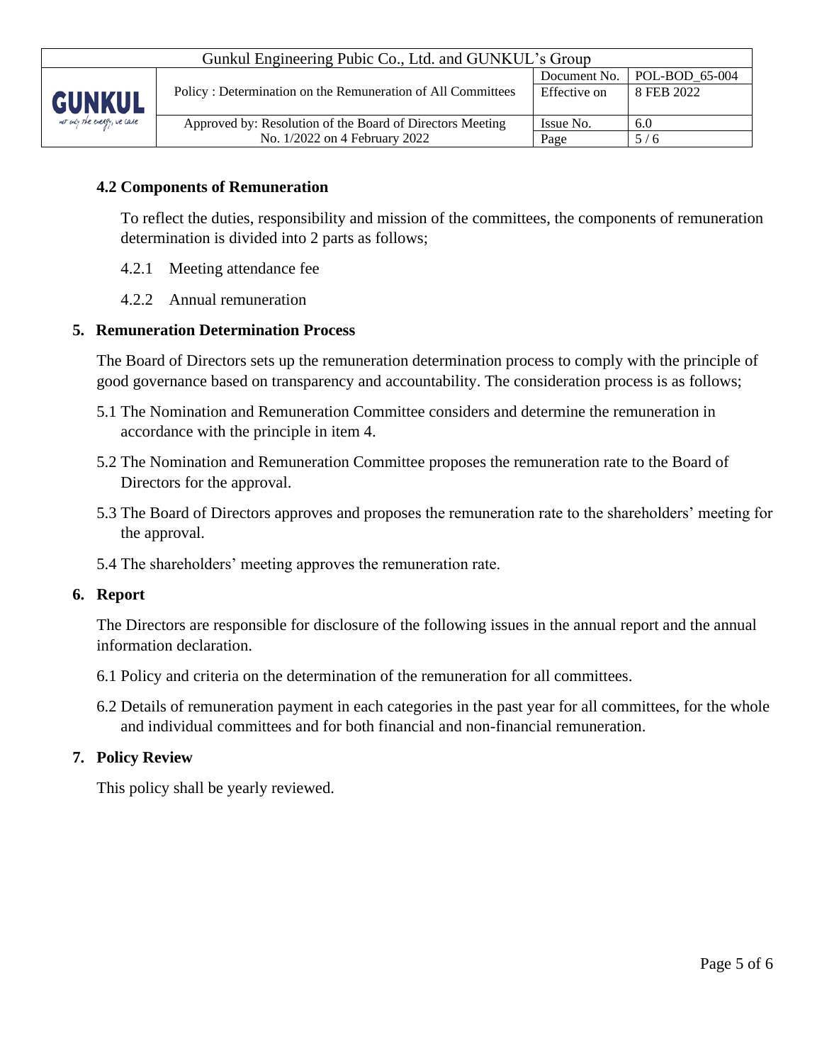### 4.2 Components of Remuneration

To reflect the duties, responsibility and mission of the committees, the components of remuneration determination is divided into 2 parts as follows;

4.2.1 Meeting attendance fee

4.2.2 Annual remuneration

## 5. Remuneration Determination Process

The Board of Directors sets up the remuneration determination process to comply with the principle of good governance based on transparency and accountability. The consideration process is as follows;

5.1 The Nomination and Remuneration Committee considers and determine the remuneration in accordance with the principle in item 4.

5.2 The Nomination and Remuneration Committee proposes the remuneration rate to the Board of Directors for the approval.

5.3 The Board of Directors approves and proposes the remuneration rate to the shareholders' meeting for the approval.

5.4 The shareholders' meeting approves the remuneration rate.

## 6. Report

The Directors are responsible for disclosure of the following issues in the annual report and the annual information declaration.

6.1 Policy and criteria on the determination of the remuneration for all committees.

6.2 Details of remuneration payment in each categories in the past year for all committees, for the whole and individual committees and for both financial and non-financial remuneration.

## 7. Policy Review

This policy shall be yearly reviewed.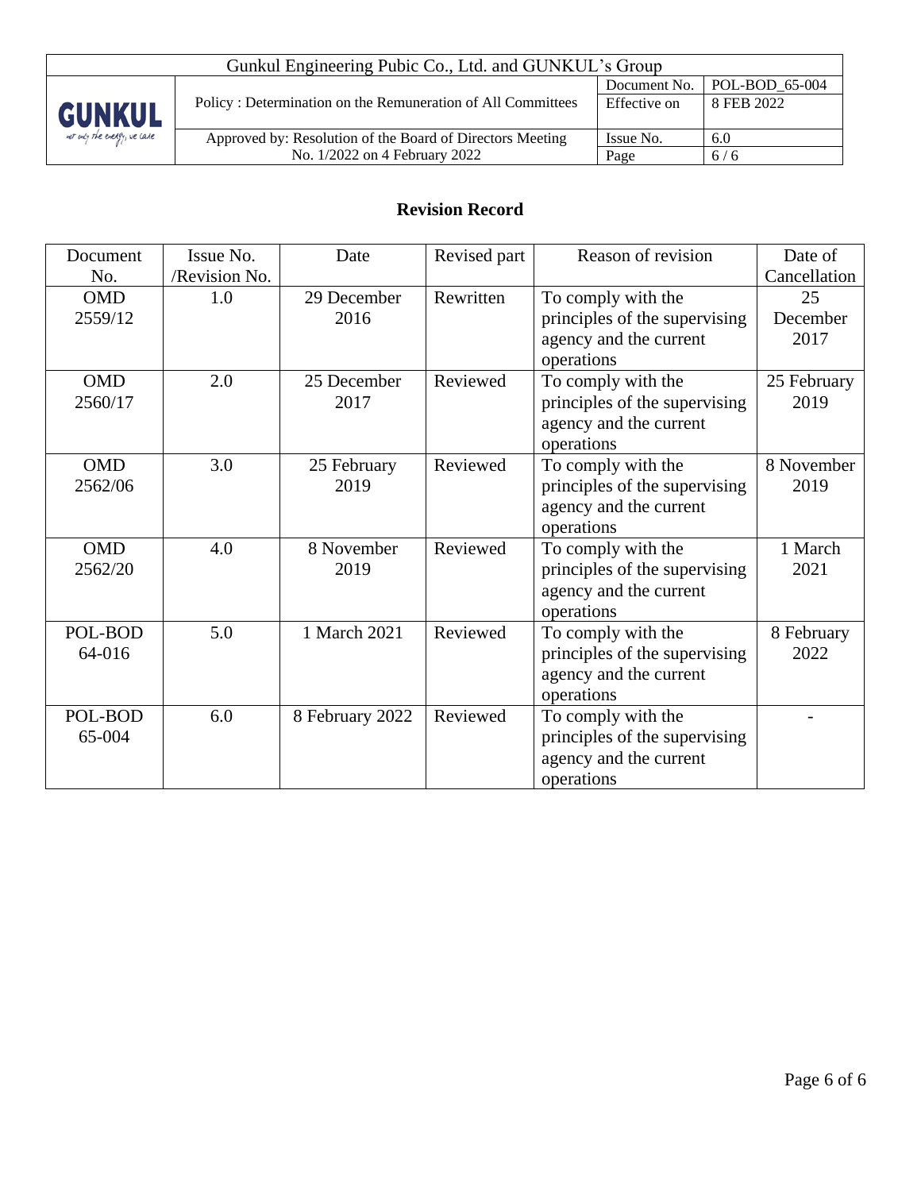## Revision Record

| Document No. | Issue No. /Revision No. | Date | Revised part | Reason of revision | Date of Cancellation |
|---|---|---|---|---|---|
| OMD 2559/12 | 1.0 | 29 December 2016 | Rewritten | To comply with the principles of the supervising agency and the current operations | 25 December 2017 |
| OMD 2560/17 | 2.0 | 25 December 2017 | Reviewed | To comply with the principles of the supervising agency and the current operations | 25 February 2019 |
| OMD 2562/06 | 3.0 | 25 February 2019 | Reviewed | To comply with the principles of the supervising agency and the current operations | 8 November 2019 |
| OMD 2562/20 | 4.0 | 8 November 2019 | Reviewed | To comply with the principles of the supervising agency and the current operations | 1 March 2021 |
| POL-BOD 64-016 | 5.0 | 1 March 2021 | Reviewed | To comply with the principles of the supervising agency and the current operations | 8 February 2022 |
| POL-BOD 65-004 | 6.0 | 8 February 2022 | Reviewed | To comply with the principles of the supervising agency and the current operations | - |